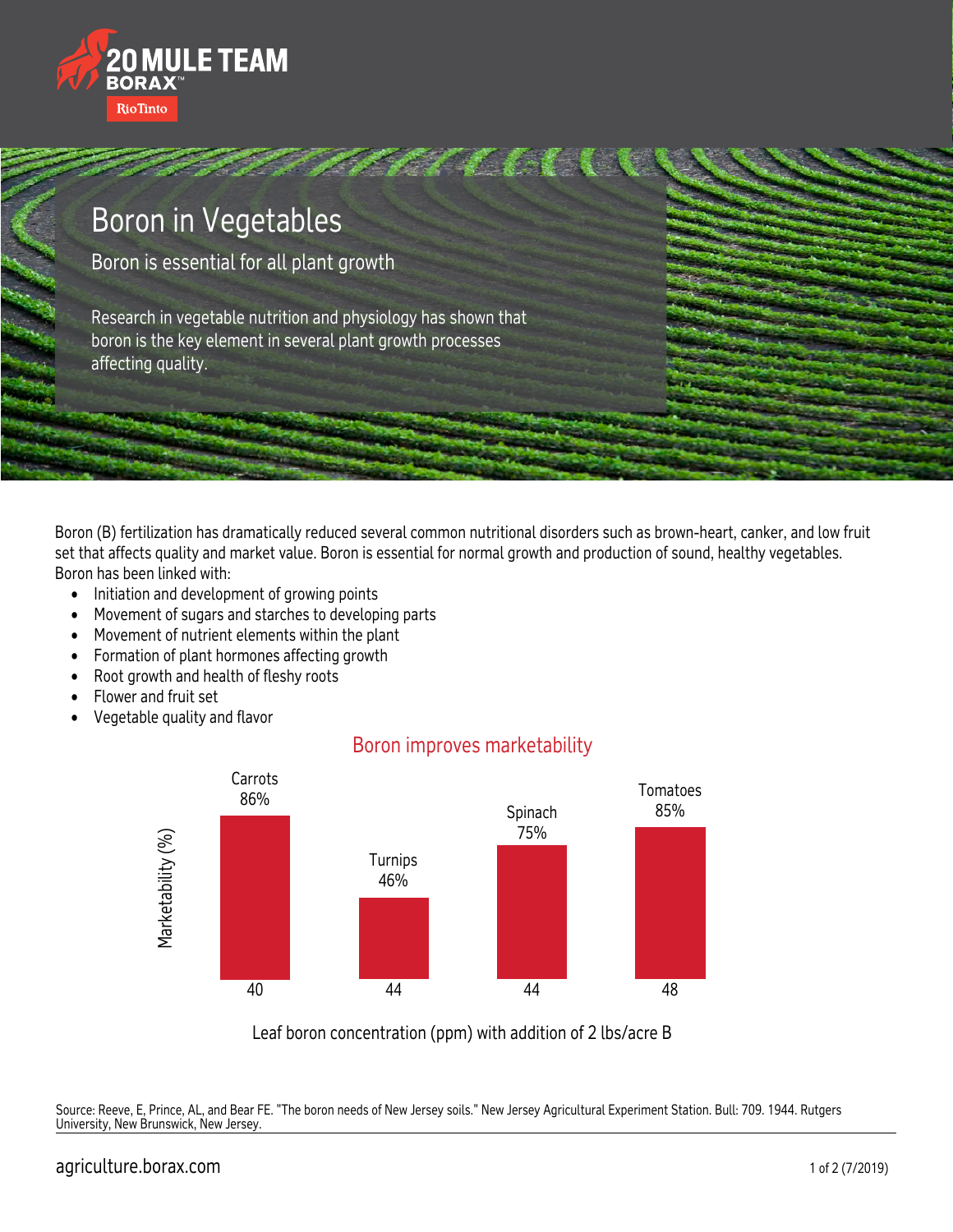20 MULE TEAM BORAX™

RioTinto

# Boron in Vegetables

## Boron is essential for all plant growth

Research in vegetable nutrition and physiology has shown that boron is the key element in several plant growth processes affecting quality.

Boron (B) fertilization has dramatically reduced several common nutritional disorders such as brown-heart, canker, and low fruit set that affects quality and market value. Boron is essential for normal growth and production of sound, healthy vegetables. Boron has been linked with:

- Initiation and development of growing points
- Movement of sugars and starches to developing parts
- Movement of nutrient elements within the plant
- Formation of plant hormones affecting growth
- Root growth and health of fleshy roots
- Flower and fruit set
- Vegetable quality and flavor

### Boron improves marketability

| Crop | Leaf boron concentration (ppm) with addition of 2 lbs/acre B | Marketability (%) |
|---|---|---|
| Carrots | 40 | 86% |
| Turnips | 44 | 46% |
| Spinach | 44 | 75% |
| Tomatoes | 48 | 85% |

Source: Reeve, E, Prince, AL, and Bear FE. "The boron needs of New Jersey soils." New Jersey Agricultural Experiment Station. Bull: 709. 1944. Rutgers University, New Brunswick, New Jersey.

agriculture.borax.com

(7/2019)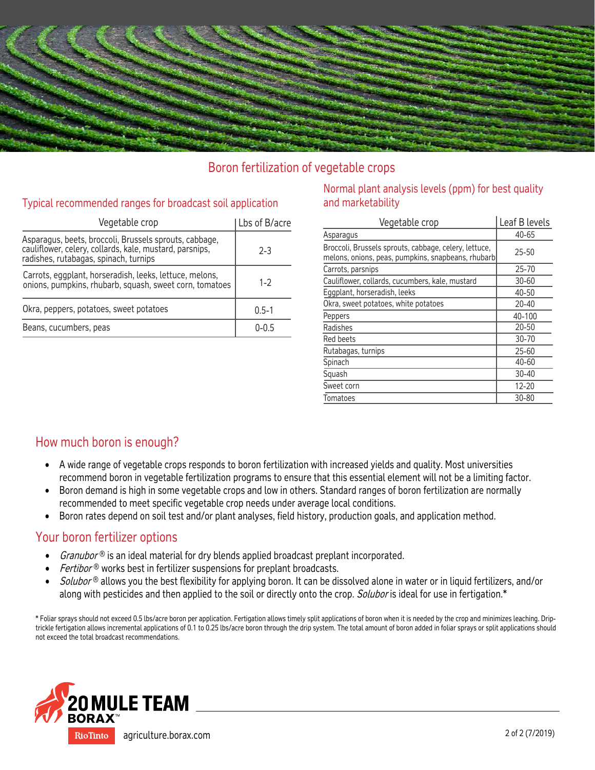# Boron fertilization of vegetable crops

## Typical recommended ranges for broadcast soil application

| Vegetable crop | Lbs of B/acre |
|---|---|
| Asparagus, beets, broccoli, Brussels sprouts, cabbage, cauliflower, celery, collards, kale, mustard, parsnips, radishes, rutabagas, spinach, turnips | 2-3 |
| Carrots, eggplant, horseradish, leeks, lettuce, melons, onions, pumpkins, rhubarb, squash, sweet corn, tomatoes | 1-2 |
| Okra, peppers, potatoes, sweet potatoes | 0.5-1 |
| Beans, cucumbers, peas | 0-0.5 |

## Normal plant analysis levels (ppm) for best quality and marketability

| Vegetable crop | Leaf B levels |
|---|---|
| Asparagus | 40-65 |
| Broccoli, Brussels sprouts, cabbage, celery, lettuce, melons, onions, peas, pumpkins, snapbeans, rhubarb | 25-50 |
| Carrots, parsnips | 25-70 |
| Cauliflower, collards, cucumbers, kale, mustard | 30-60 |
| Eggplant, horseradish, leeks | 40-50 |
| Okra, sweet potatoes, white potatoes | 20-40 |
| Peppers | 40-100 |
| Radishes | 20-50 |
| Red beets | 30-70 |
| Rutabagas, turnips | 25-60 |
| Spinach | 40-60 |
| Squash | 30-40 |
| Sweet corn | 12-20 |
| Tomatoes | 30-80 |

## How much boron is enough?

- A wide range of vegetable crops responds to boron fertilization with increased yields and quality. Most universities recommend boron in vegetable fertilization programs to ensure that this essential element will not be a limiting factor.
- Boron demand is high in some vegetable crops and low in others. Standard ranges of boron fertilization are normally recommended to meet specific vegetable crop needs under average local conditions.
- Boron rates depend on soil test and/or plant analyses, field history, production goals, and application method.

## Your boron fertilizer options

- *Granubor*® is an ideal material for dry blends applied broadcast preplant incorporated.
- *Fertibor*® works best in fertilizer suspensions for preplant broadcasts.
- *Solubor*® allows you the best flexibility for applying boron. It can be dissolved alone in water or in liquid fertilizers, and/or along with pesticides and then applied to the soil or directly onto the crop. *Solubor* is ideal for use in fertigation.*

* Foliar sprays should not exceed 0.5 lbs/acre boron per application. Fertigation allows timely split applications of boron when it is needed by the crop and minimizes leaching. Drip-trickle fertigation allows incremental applications of 0.1 to 0.25 lbs/acre boron through the drip system. The total amount of boron added in foliar sprays or split applications should not exceed the total broadcast recommendations.

20 MULE TEAM BORAX™

RioTinto

agriculture.borax.com